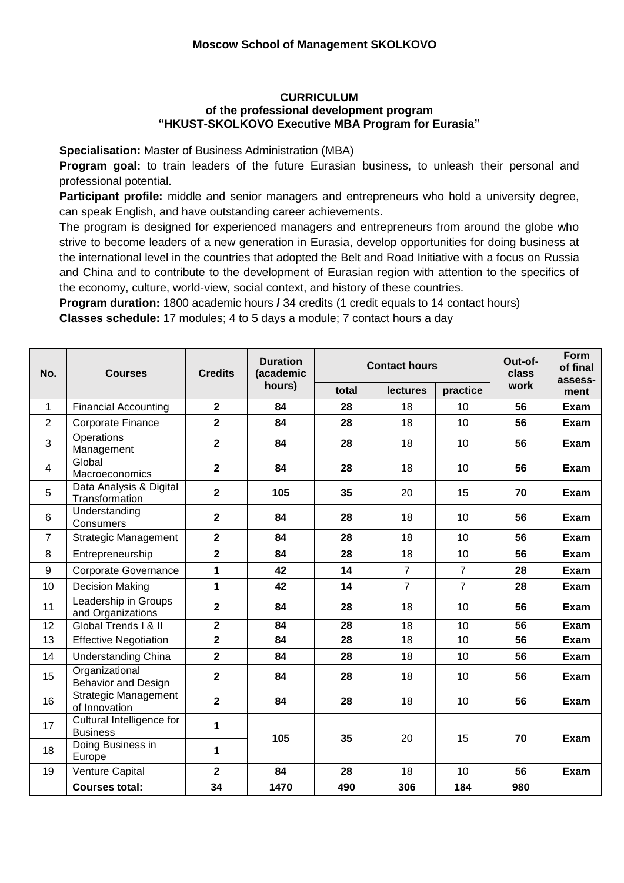**Moscow School of Management SKOLKOVO**

**CURRICULUM**
**of the professional development program**
**"HKUST-SKOLKOVO Executive MBA Program for Eurasia"**

**Specialisation:** Master of Business Administration (MBA)

**Program goal:** to train leaders of the future Eurasian business, to unleash their personal and professional potential.

**Participant profile:** middle and senior managers and entrepreneurs who hold a university degree, can speak English, and have outstanding career achievements.

The program is designed for experienced managers and entrepreneurs from around the globe who strive to become leaders of a new generation in Eurasia, develop opportunities for doing business at the international level in the countries that adopted the Belt and Road Initiative with a focus on Russia and China and to contribute to the development of Eurasian region with attention to the specifics of the economy, culture, world-view, social context, and history of these countries.

**Program duration:** 1800 academic hours **/** 34 credits (1 credit equals to 14 contact hours)

**Classes schedule:** 17 modules; 4 to 5 days a module; 7 contact hours a day

| No. | Courses | Credits | Duration (academic hours) | Contact hours | | | Out-of-class work | Form of final assess-ment |
|---|---|---|---|---|---|---|---|---|
| | | | | total | lectures | practice | | |
| 1 | Financial Accounting | **2** | **84** | **28** | 18 | 10 | **56** | **Exam** |
| 2 | Corporate Finance | **2** | **84** | **28** | 18 | 10 | **56** | **Exam** |
| 3 | Operations Management | **2** | **84** | **28** | 18 | 10 | **56** | **Exam** |
| 4 | Global Macroeconomics | **2** | **84** | **28** | 18 | 10 | **56** | **Exam** |
| 5 | Data Analysis & Digital Transformation | **2** | **105** | **35** | 20 | 15 | **70** | **Exam** |
| 6 | Understanding Consumers | **2** | **84** | **28** | 18 | 10 | **56** | **Exam** |
| 7 | Strategic Management | **2** | **84** | **28** | 18 | 10 | **56** | **Exam** |
| 8 | Entrepreneurship | **2** | **84** | **28** | 18 | 10 | **56** | **Exam** |
| 9 | Corporate Governance | **1** | **42** | **14** | 7 | 7 | **28** | **Exam** |
| 10 | Decision Making | **1** | **42** | **14** | 7 | 7 | **28** | **Exam** |
| 11 | Leadership in Groups and Organizations | **2** | **84** | **28** | 18 | 10 | **56** | **Exam** |
| 12 | Global Trends I & II | **2** | **84** | **28** | 18 | 10 | **56** | **Exam** |
| 13 | Effective Negotiation | **2** | **84** | **28** | 18 | 10 | **56** | **Exam** |
| 14 | Understanding China | **2** | **84** | **28** | 18 | 10 | **56** | **Exam** |
| 15 | Organizational Behavior and Design | **2** | **84** | **28** | 18 | 10 | **56** | **Exam** |
| 16 | Strategic Management of Innovation | **2** | **84** | **28** | 18 | 10 | **56** | **Exam** |
| 17 | Cultural Intelligence for Business | **1** | **105** | **35** | 20 | 15 | **70** | **Exam** |
| 18 | Doing Business in Europe | **1** | | | | | | |
| 19 | Venture Capital | **2** | **84** | **28** | 18 | 10 | **56** | **Exam** |
| | **Courses total:** | **34** | **1470** | **490** | **306** | **184** | **980** | |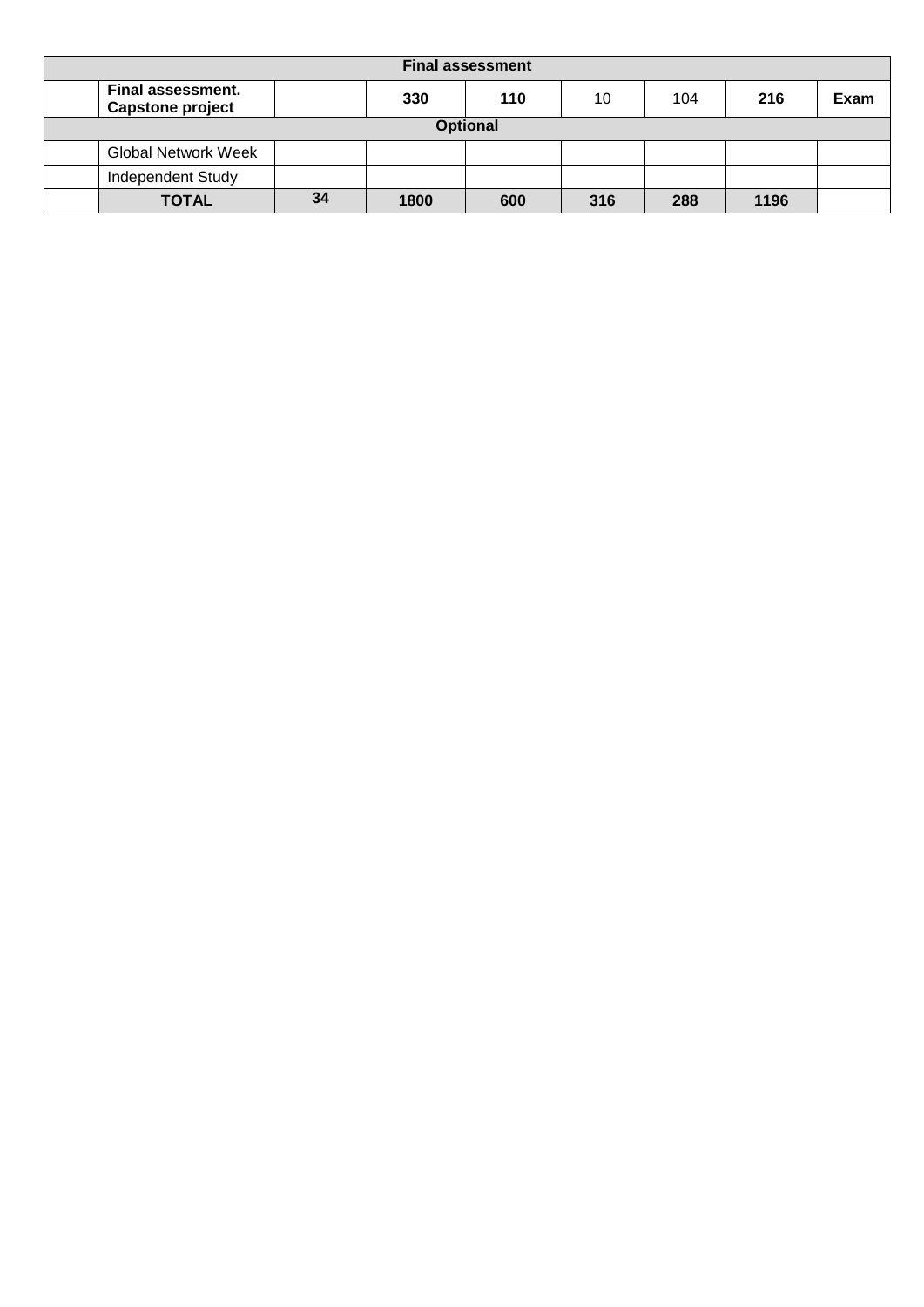| | | | | | | | | |
|---|---|---|---|---|---|---|---|---|
| **Final assessment** | | | | | | | | |
| | **Final assessment. Capstone project** | | **330** | **110** | 10 | 104 | **216** | **Exam** |
| **Optional** | | | | | | | | |
| | Global Network Week | | | | | | | |
| | Independent Study | | | | | | | |
| | **TOTAL** | **34** | **1800** | **600** | **316** | **288** | **1196** | |